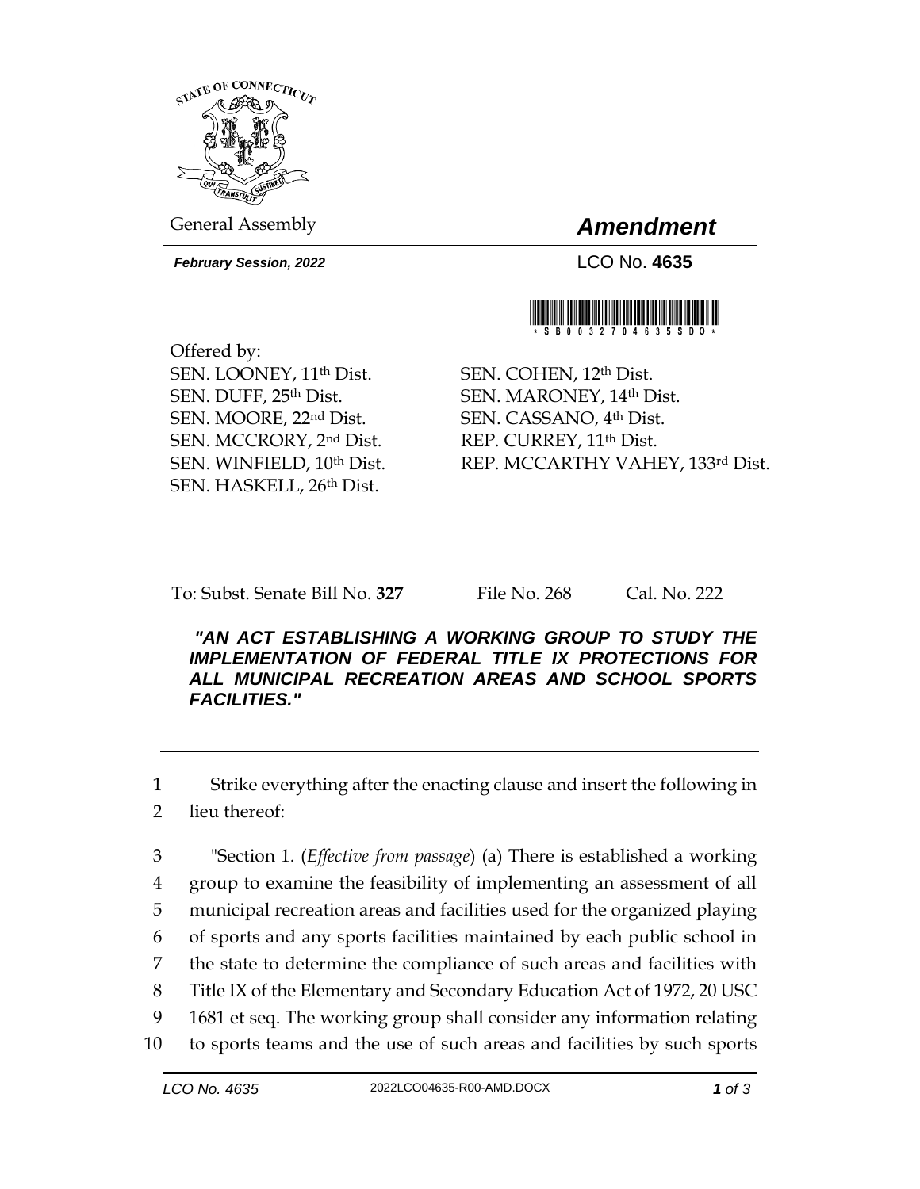General Assembly

**Amendment**

*February Session, 2022*

LCO No. **4635**

*SB00327 04635SDO*

Offered by:
SEN. LOONEY, 11th Dist.
SEN. DUFF, 25th Dist.
SEN. MOORE, 22nd Dist.
SEN. MCCRORY, 2nd Dist.
SEN. WINFIELD, 10th Dist.
SEN. HASKELL, 26th Dist.
SEN. COHEN, 12th Dist.
SEN. MARONEY, 14th Dist.
SEN. CASSANO, 4th Dist.
REP. CURREY, 11th Dist.
REP. MCCARTHY VAHEY, 133rd Dist.

To: Subst. Senate Bill No. **327** File No. 268 Cal. No. 222

***"AN ACT ESTABLISHING A WORKING GROUP TO STUDY THE IMPLEMENTATION OF FEDERAL TITLE IX PROTECTIONS FOR ALL MUNICIPAL RECREATION AREAS AND SCHOOL SPORTS FACILITIES."***

1 Strike everything after the enacting clause and insert the following in
2 lieu thereof:

3 "Section 1. (*Effective from passage*) (a) There is established a working
4 group to examine the feasibility of implementing an assessment of all
5 municipal recreation areas and facilities used for the organized playing
6 of sports and any sports facilities maintained by each public school in
7 the state to determine the compliance of such areas and facilities with
8 Title IX of the Elementary and Secondary Education Act of 1972, 20 USC
9 1681 et seq. The working group shall consider any information relating
10 to sports teams and the use of such areas and facilities by such sports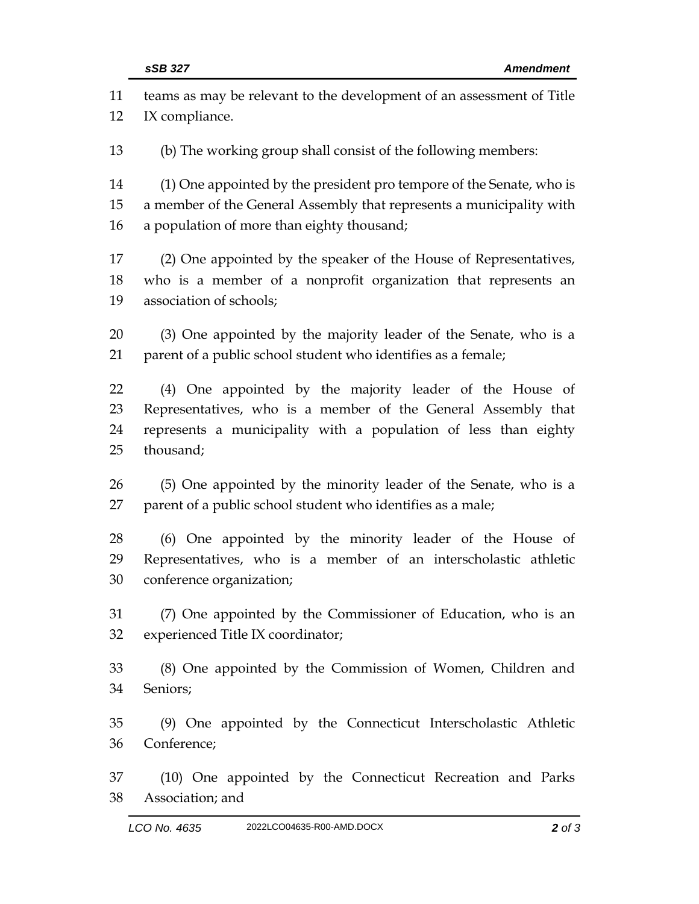teams as may be relevant to the development of an assessment of Title IX compliance.

(b) The working group shall consist of the following members:

(1) One appointed by the president pro tempore of the Senate, who is a member of the General Assembly that represents a municipality with a population of more than eighty thousand;

(2) One appointed by the speaker of the House of Representatives, who is a member of a nonprofit organization that represents an association of schools;

(3) One appointed by the majority leader of the Senate, who is a parent of a public school student who identifies as a female;

(4) One appointed by the majority leader of the House of Representatives, who is a member of the General Assembly that represents a municipality with a population of less than eighty thousand;

(5) One appointed by the minority leader of the Senate, who is a parent of a public school student who identifies as a male;

(6) One appointed by the minority leader of the House of Representatives, who is a member of an interscholastic athletic conference organization;

(7) One appointed by the Commissioner of Education, who is an experienced Title IX coordinator;

(8) One appointed by the Commission of Women, Children and Seniors;

(9) One appointed by the Connecticut Interscholastic Athletic Conference;

(10) One appointed by the Connecticut Recreation and Parks Association; and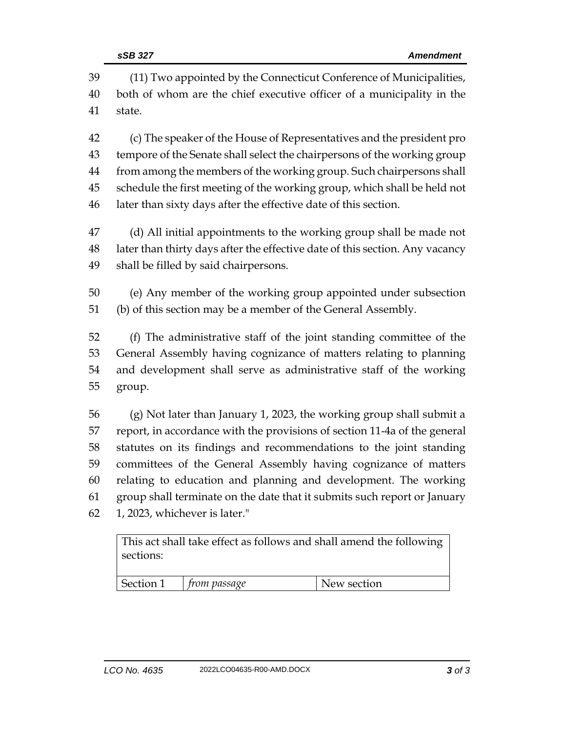(11) Two appointed by the Connecticut Conference of Municipalities, both of whom are the chief executive officer of a municipality in the state.

(c) The speaker of the House of Representatives and the president pro tempore of the Senate shall select the chairpersons of the working group from among the members of the working group. Such chairpersons shall schedule the first meeting of the working group, which shall be held not later than sixty days after the effective date of this section.

(d) All initial appointments to the working group shall be made not later than thirty days after the effective date of this section. Any vacancy shall be filled by said chairpersons.

(e) Any member of the working group appointed under subsection (b) of this section may be a member of the General Assembly.

(f) The administrative staff of the joint standing committee of the General Assembly having cognizance of matters relating to planning and development shall serve as administrative staff of the working group.

(g) Not later than January 1, 2023, the working group shall submit a report, in accordance with the provisions of section 11-4a of the general statutes on its findings and recommendations to the joint standing committees of the General Assembly having cognizance of matters relating to education and planning and development. The working group shall terminate on the date that it submits such report or January 1, 2023, whichever is later."

| This act shall take effect as follows and shall amend the following sections: | | |
|---|---|---|
| Section 1 | *from passage* | New section |